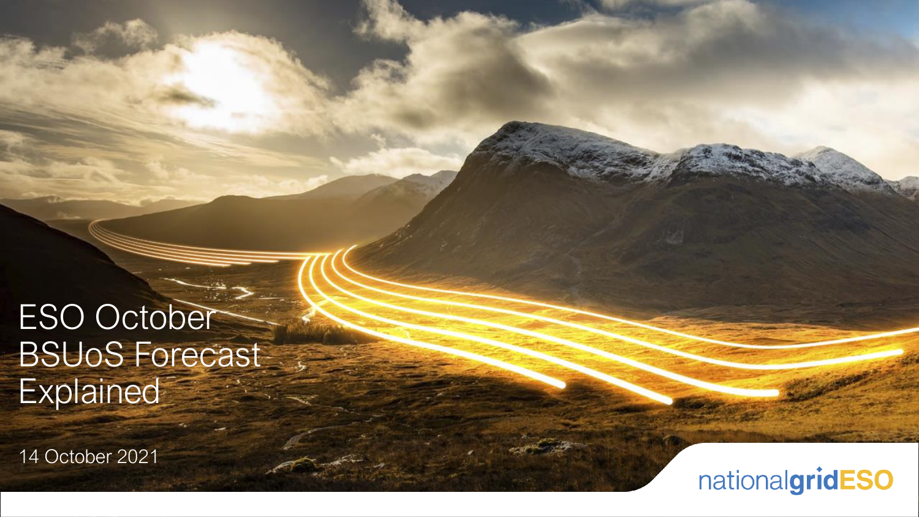# ESO October BSUoS Forecast Explained

14 October 2021

nationalgridESO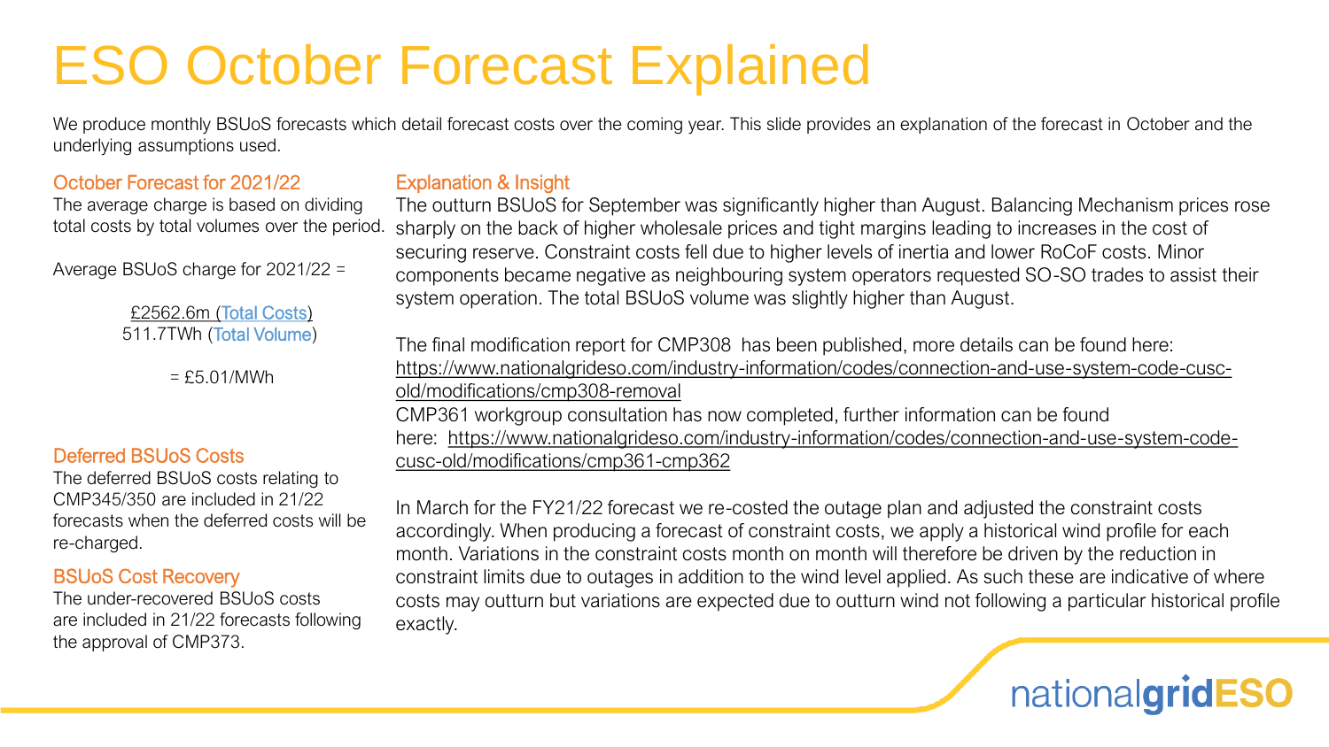# ESO October Forecast Explained

We produce monthly BSUoS forecasts which detail forecast costs over the coming year. This slide provides an explanation of the forecast in October and the underlying assumptions used.

## October Forecast for 2021/22

The average charge is based on dividing total costs by total volumes over the period.

Average BSUoS charge for 2021/22 =

£2562.6m (Total Costs)
511.7TWh (Total Volume)

= £5.01/MWh

## Deferred BSUoS Costs

The deferred BSUoS costs relating to CMP345/350 are included in 21/22 forecasts when the deferred costs will be re-charged.

## BSUoS Cost Recovery

The under-recovered BSUoS costs are included in 21/22 forecasts following the approval of CMP373.

## Explanation & Insight

The outturn BSUoS for September was significantly higher than August. Balancing Mechanism prices rose sharply on the back of higher wholesale prices and tight margins leading to increases in the cost of securing reserve. Constraint costs fell due to higher levels of inertia and lower RoCoF costs. Minor components became negative as neighbouring system operators requested SO-SO trades to assist their system operation. The total BSUoS volume was slightly higher than August.

The final modification report for CMP308 has been published, more details can be found here: https://www.nationalgrideso.com/industry-information/codes/connection-and-use-system-code-cusc-old/modifications/cmp308-removal

CMP361 workgroup consultation has now completed, further information can be found here: https://www.nationalgrideso.com/industry-information/codes/connection-and-use-system-code-cusc-old/modifications/cmp361-cmp362

In March for the FY21/22 forecast we re-costed the outage plan and adjusted the constraint costs accordingly. When producing a forecast of constraint costs, we apply a historical wind profile for each month. Variations in the constraint costs month on month will therefore be driven by the reduction in constraint limits due to outages in addition to the wind level applied. As such these are indicative of where costs may outturn but variations are expected due to outturn wind not following a particular historical profile exactly.